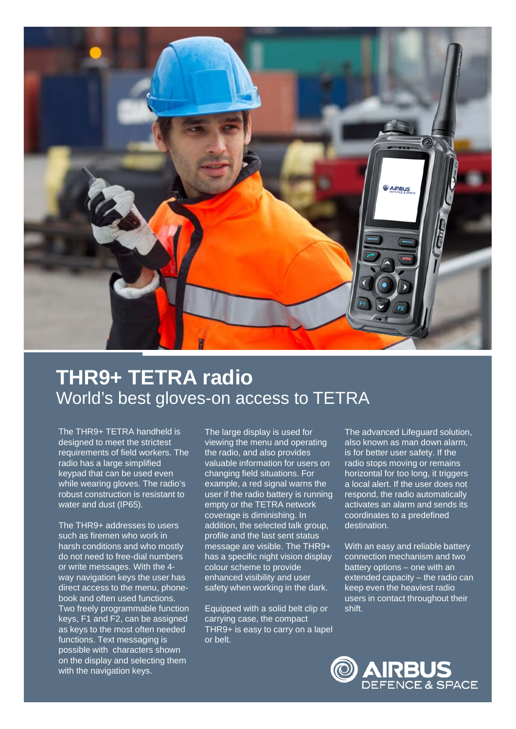# THR9+ TETRA radio

## World's best gloves-on access to TETRA

The THR9+ TETRA handheld is designed to meet the strictest requirements of field workers. The radio has a large simplified keypad that can be used even while wearing gloves. The radio's robust construction is resistant to water and dust (IP65).

The THR9+ addresses to users such as firemen who work in harsh conditions and who mostly do not need to free-dial numbers or write messages. With the 4-way navigation keys the user has direct access to the menu, phone-book and often used functions. Two freely programmable function keys, F1 and F2, can be assigned as keys to the most often needed functions. Text messaging is possible with characters shown on the display and selecting them with the navigation keys.

The large display is used for viewing the menu and operating the radio, and also provides valuable information for users on changing field situations. For example, a red signal warns the user if the radio battery is running empty or the TETRA network coverage is diminishing. In addition, the selected talk group, profile and the last sent status message are visible. The THR9+ has a specific night vision display colour scheme to provide enhanced visibility and user safety when working in the dark.

Equipped with a solid belt clip or carrying case, the compact THR9+ is easy to carry on a lapel or belt.

The advanced Lifeguard solution, also known as man down alarm, is for better user safety. If the radio stops moving or remains horizontal for too long, it triggers a local alert. If the user does not respond, the radio automatically activates an alarm and sends its coordinates to a predefined destination.

With an easy and reliable battery connection mechanism and two battery options – one with an extended capacity – the radio can keep even the heaviest radio users in contact throughout their shift.

AIRBUS DEFENCE & SPACE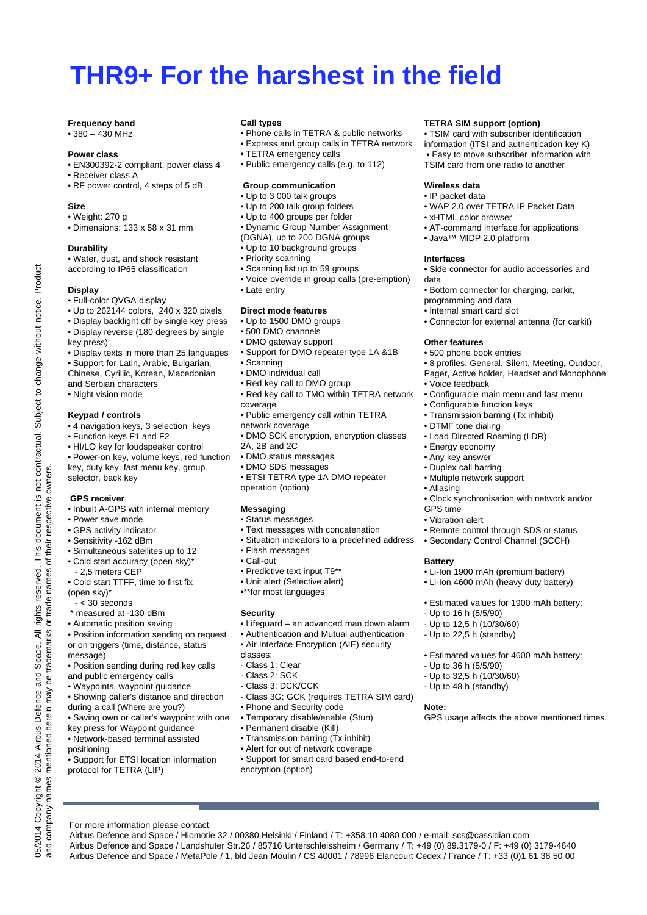# THR9+ For the harshest in the field

**Frequency band**
- 380 – 430 MHz

**Power class**
- EN300392-2 compliant, power class 4
- Receiver class A
- RF power control, 4 steps of 5 dB

**Size**
- Weight: 270 g
- Dimensions: 133 x 58 x 31 mm

**Durability**
- Water, dust, and shock resistant according to IP65 classification

**Display**
- Full-color QVGA display
- Up to 262144 colors, 240 x 320 pixels
- Display backlight off by single key press
- Display reverse (180 degrees by single key press)
- Display texts in more than 25 languages
- Support for Latin, Arabic, Bulgarian, Chinese, Cyrillic, Korean, Macedonian and Serbian characters
- Night vision mode

**Keypad / controls**
- 4 navigation keys, 3 selection keys
- Function keys F1 and F2
- HI/LO key for loudspeaker control
- Power-on key, volume keys, red function key, duty key, fast menu key, group selector, back key

**GPS receiver**
- Inbuilt A-GPS with internal memory
- Power save mode
- GPS activity indicator
- Sensitivity -162 dBm
- Simultaneous satellites up to 12
- Cold start accuracy (open sky)*
  - 2,5 meters CEP
- Cold start TTFF, time to first fix (open sky)*
  - < 30 seconds

\* measured at -130 dBm
- Automatic position saving
- Position information sending on request or on triggers (time, distance, status message)
- Position sending during red key calls and public emergency calls
- Waypoints, waypoint guidance
- Showing caller's distance and direction during a call (Where are you?)
- Saving own or caller's waypoint with one key press for Waypoint guidance
- Network-based terminal assisted positioning
- Support for ETSI location information protocol for TETRA (LIP)

**Call types**
- Phone calls in TETRA & public networks
- Express and group calls in TETRA network
- TETRA emergency calls
- Public emergency calls (e.g. to 112)

**Group communication**
- Up to 3 000 talk groups
- Up to 200 talk group folders
- Up to 400 groups per folder
- Dynamic Group Number Assignment (DGNA), up to 200 DGNA groups
- Up to 10 background groups
- Priority scanning
- Scanning list up to 59 groups
- Voice override in group calls (pre-emption)
- Late entry

**Direct mode features**
- Up to 1500 DMO groups
- 500 DMO channels
- DMO gateway support
- Support for DMO repeater type 1A &1B
- Scanning
- DMO individual call
- Red key call to DMO group
- Red key call to TMO within TETRA network coverage
- Public emergency call within TETRA network coverage
- DMO SCK encryption, encryption classes 2A, 2B and 2C
- DMO status messages
- DMO SDS messages
- ETSI TETRA type 1A DMO repeater operation (option)

**Messaging**
- Status messages
- Text messages with concatenation
- Situation indicators to a predefined address
- Flash messages
- Call-out
- Predictive text input T9**
- Unit alert (Selective alert)
- **for most languages

**Security**
- Lifeguard – an advanced man down alarm
- Authentication and Mutual authentication
- Air Interface Encryption (AIE) security classes:
  - Class 1: Clear
  - Class 2: SCK
  - Class 3: DCK/CCK
  - Class 3G: GCK (requires TETRA SIM card)
- Phone and Security code
- Temporary disable/enable (Stun)
- Permanent disable (Kill)
- Transmission barring (Tx inhibit)
- Alert for out of network coverage
- Support for smart card based end-to-end encryption (option)

**TETRA SIM support (option)**
- TSIM card with subscriber identification information (ITSI and authentication key K)
- Easy to move subscriber information with TSIM card from one radio to another

**Wireless data**
- IP packet data
- WAP 2.0 over TETRA IP Packet Data
- xHTML color browser
- AT-command interface for applications
- Java™ MIDP 2.0 platform

**Interfaces**
- Side connector for audio accessories and data
- Bottom connector for charging, carkit, programming and data
- Internal smart card slot
- Connector for external antenna (for carkit)

**Other features**
- 500 phone book entries
- 8 profiles: General, Silent, Meeting, Outdoor, Pager, Active holder, Headset and Monophone
- Voice feedback
- Configurable main menu and fast menu
- Configurable function keys
- Transmission barring (Tx inhibit)
- DTMF tone dialing
- Load Directed Roaming (LDR)
- Energy economy
- Any key answer
- Duplex call barring
- Multiple network support
- Aliasing
- Clock synchronisation with network and/or GPS time
- Vibration alert
- Remote control through SDS or status
- Secondary Control Channel (SCCH)

**Battery**
- Li-Ion 1900 mAh (premium battery)
- Li-Ion 4600 mAh (heavy duty battery)

- Estimated values for 1900 mAh battery:
  - Up to 16 h (5/5/90)
  - Up to 12,5 h (10/30/60)
  - Up to 22,5 h (standby)

- Estimated values for 4600 mAh battery:
  - Up to 36 h (5/5/90)
  - Up to 32,5 h (10/30/60)
  - Up to 48 h (standby)

**Note:**
GPS usage affects the above mentioned times.

For more information please contact
Airbus Defence and Space / Hiomotie 32 / 00380 Helsinki / Finland / T: +358 10 4080 000 / e-mail: scs@cassidian.com
Airbus Defence and Space / Landshuter Str.26 / 85716 Unterschleissheim / Germany / T: +49 (0) 89.3179-0 / F: +49 (0) 3179-4640
Airbus Defence and Space / MetaPole / 1, bld Jean Moulin / CS 40001 / 78996 Elancourt Cedex / France / T: +33 (0)1 61 38 50 00

05/2014 Copyright © 2014 Airbus Defence and Space. All rights reserved. This document is not contractual. Subject to change without notice. Product and company names mentioned herein may be trademarks or trade names of their respective owners.